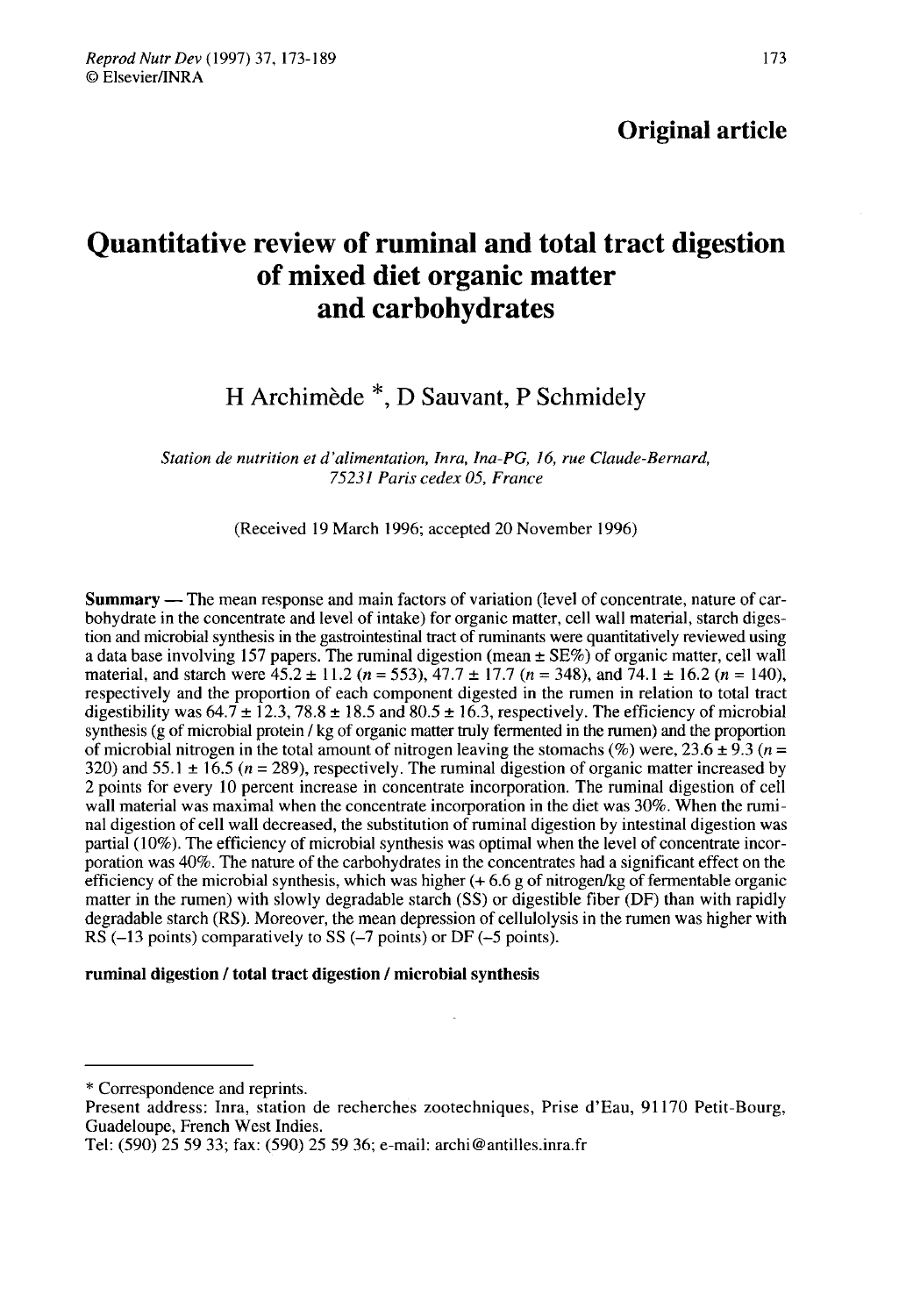**Original article**

# Quantitative review of ruminal and total tract digestion of mixed diet organic matter and carbohydrates

H Archimède *, D Sauvant, P Schmidely

*Station de nutrition et d'alimentation, Inra, Ina-PG, 16, rue Claude-Bernard, 75231 Paris cedex 05, France*

(Received 19 March 1996; accepted 20 November 1996)

**Summary** — The mean response and main factors of variation (level of concentrate, nature of carbohydrate in the concentrate and level of intake) for organic matter, cell wall material, starch digestion and microbial synthesis in the gastrointestinal tract of ruminants were quantitatively reviewed using a data base involving 157 papers. The ruminal digestion (mean ± SE%) of organic matter, cell wall material, and starch were 45.2 ± 11.2 ($n$ = 553), 47.7 ± 17.7 ($n$ = 348), and 74.1 ± 16.2 ($n$ = 140), respectively and the proportion of each component digested in the rumen in relation to total tract digestibility was 64.7 ± 12.3, 78.8 ± 18.5 and 80.5 ± 16.3, respectively. The efficiency of microbial synthesis (g of microbial protein / kg of organic matter truly fermented in the rumen) and the proportion of microbial nitrogen in the total amount of nitrogen leaving the stomachs (%) were, 23.6 ± 9.3 ($n$ = 320) and 55.1 ± 16.5 ($n$ = 289), respectively. The ruminal digestion of organic matter increased by 2 points for every 10 percent increase in concentrate incorporation. The ruminal digestion of cell wall material was maximal when the concentrate incorporation in the diet was 30%. When the ruminal digestion of cell wall decreased, the substitution of ruminal digestion by intestinal digestion was partial (10%). The efficiency of microbial synthesis was optimal when the level of concentrate incorporation was 40%. The nature of the carbohydrates in the concentrates had a significant effect on the efficiency of the microbial synthesis, which was higher (+ 6.6 g of nitrogen/kg of fermentable organic matter in the rumen) with slowly degradable starch (SS) or digestible fiber (DF) than with rapidly degradable starch (RS). Moreover, the mean depression of cellulolysis in the rumen was higher with RS (–13 points) comparatively to SS (–7 points) or DF (–5 points).

**ruminal digestion / total tract digestion / microbial synthesis**

---

\* Correspondence and reprints.

Present address: Inra, station de recherches zootechniques, Prise d'Eau, 91170 Petit-Bourg, Guadeloupe, French West Indies.

Tel: (590) 25 59 33; fax: (590) 25 59 36; e-mail: archi@antilles.inra.fr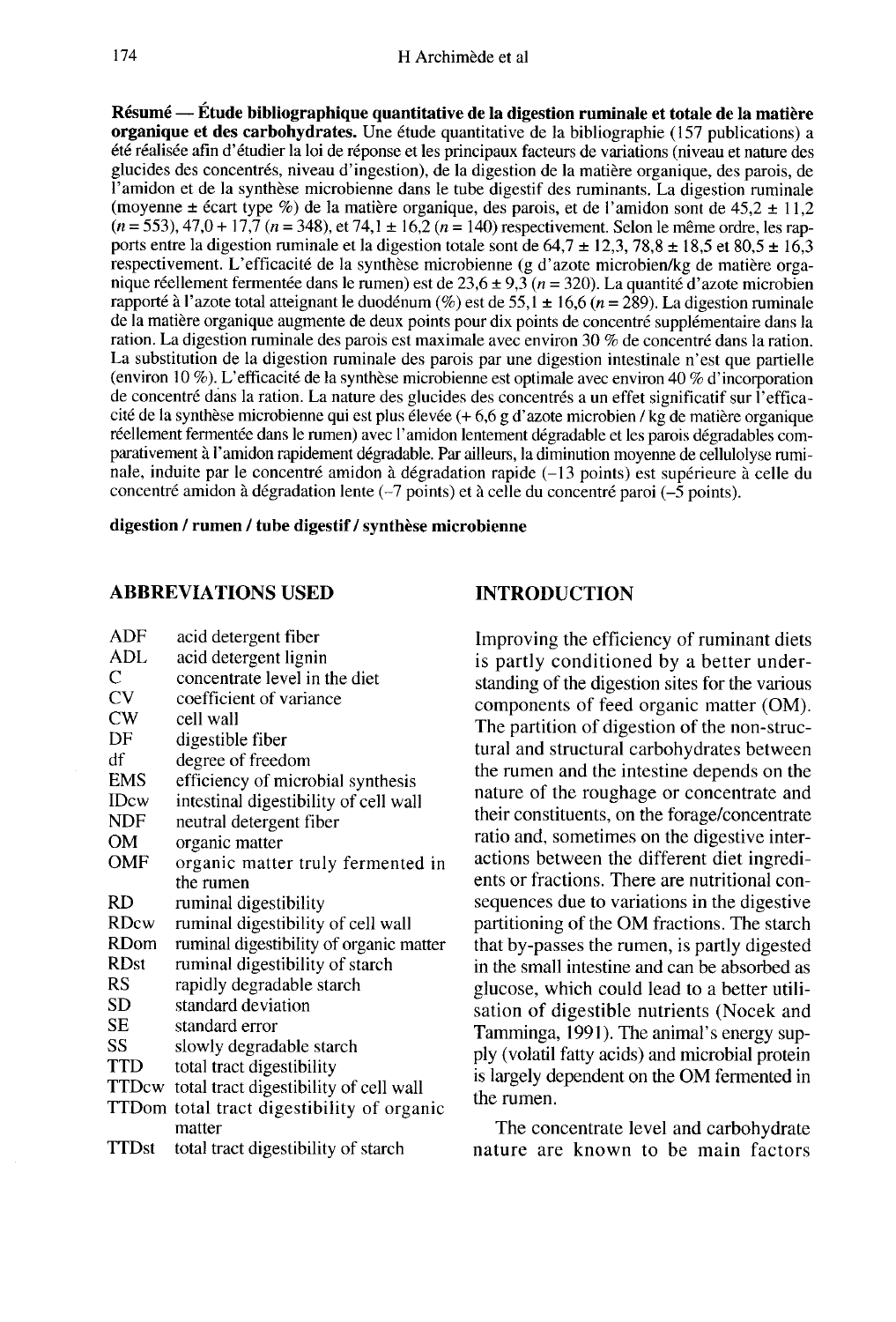**Résumé — Étude bibliographique quantitative de la digestion ruminale et totale de la matière organique et des carbohydrates.** Une étude quantitative de la bibliographie (157 publications) a été réalisée afin d'étudier la loi de réponse et les principaux facteurs de variations (niveau et nature des glucides des concentrés, niveau d'ingestion), de la digestion de la matière organique, des parois, de l'amidon et de la synthèse microbienne dans le tube digestif des ruminants. La digestion ruminale (moyenne ± écart type %) de la matière organique, des parois, et de l'amidon sont de 45,2 ± 11,2 ($n$ = 553), 47,0 + 17,7 ($n$ = 348), et 74,1 ± 16,2 ($n$ = 140) respectivement. Selon le même ordre, les rapports entre la digestion ruminale et la digestion totale sont de 64,7 ± 12,3, 78,8 ± 18,5 et 80,5 ± 16,3 respectivement. L'efficacité de la synthèse microbienne (g d'azote microbien/kg de matière organique réellement fermentée dans le rumen) est de 23,6 ± 9,3 ($n$ = 320). La quantité d'azote microbien rapporté à l'azote total atteignant le duodénum (%) est de 55,1 ± 16,6 ($n$ = 289). La digestion ruminale de la matière organique augmente de deux points pour dix points de concentré supplémentaire dans la ration. La digestion ruminale des parois est maximale avec environ 30 % de concentré dans la ration. La substitution de la digestion ruminale des parois par une digestion intestinale n'est que partielle (environ 10 %). L'efficacité de la synthèse microbienne est optimale avec environ 40 % d'incorporation de concentré dans la ration. La nature des glucides des concentrés a un effet significatif sur l'efficacité de la synthèse microbienne qui est plus élevée (+ 6,6 g d'azote microbien / kg de matière organique réellement fermentée dans le rumen) avec l'amidon lentement dégradable et les parois dégradables comparativement à l'amidon rapidement dégradable. Par ailleurs, la diminution moyenne de cellulolyse ruminale, induite par le concentré amidon à dégradation rapide (–13 points) est supérieure à celle du concentré amidon à dégradation lente (–7 points) et à celle du concentré paroi (–5 points).

**digestion / rumen / tube digestif / synthèse microbienne**

## ABBREVIATIONS USED

| | |
|---|---|
| ADF | acid detergent fiber |
| ADL | acid detergent lignin |
| C | concentrate level in the diet |
| CV | coefficient of variance |
| CW | cell wall |
| DF | digestible fiber |
| df | degree of freedom |
| EMS | efficiency of microbial synthesis |
| IDcw | intestinal digestibility of cell wall |
| NDF | neutral detergent fiber |
| OM | organic matter |
| OMF | organic matter truly fermented in the rumen |
| RD | ruminal digestibility |
| RDcw | ruminal digestibility of cell wall |
| RDom | ruminal digestibility of organic matter |
| RDst | ruminal digestibility of starch |
| RS | rapidly degradable starch |
| SD | standard deviation |
| SE | standard error |
| SS | slowly degradable starch |
| TTD | total tract digestibility |
| TTDcw | total tract digestibility of cell wall |
| TTDom | total tract digestibility of organic matter |
| TTDst | total tract digestibility of starch |

## INTRODUCTION

Improving the efficiency of ruminant diets is partly conditioned by a better understanding of the digestion sites for the various components of feed organic matter (OM). The partition of digestion of the non-structural and structural carbohydrates between the rumen and the intestine depends on the nature of the roughage or concentrate and their constituents, on the forage/concentrate ratio and, sometimes on the digestive interactions between the different diet ingredients or fractions. There are nutritional consequences due to variations in the digestive partitioning of the OM fractions. The starch that by-passes the rumen, is partly digested in the small intestine and can be absorbed as glucose, which could lead to a better utilisation of digestible nutrients (Nocek and Tamminga, 1991). The animal's energy supply (volatil fatty acids) and microbial protein is largely dependent on the OM fermented in the rumen.

The concentrate level and carbohydrate nature are known to be main factors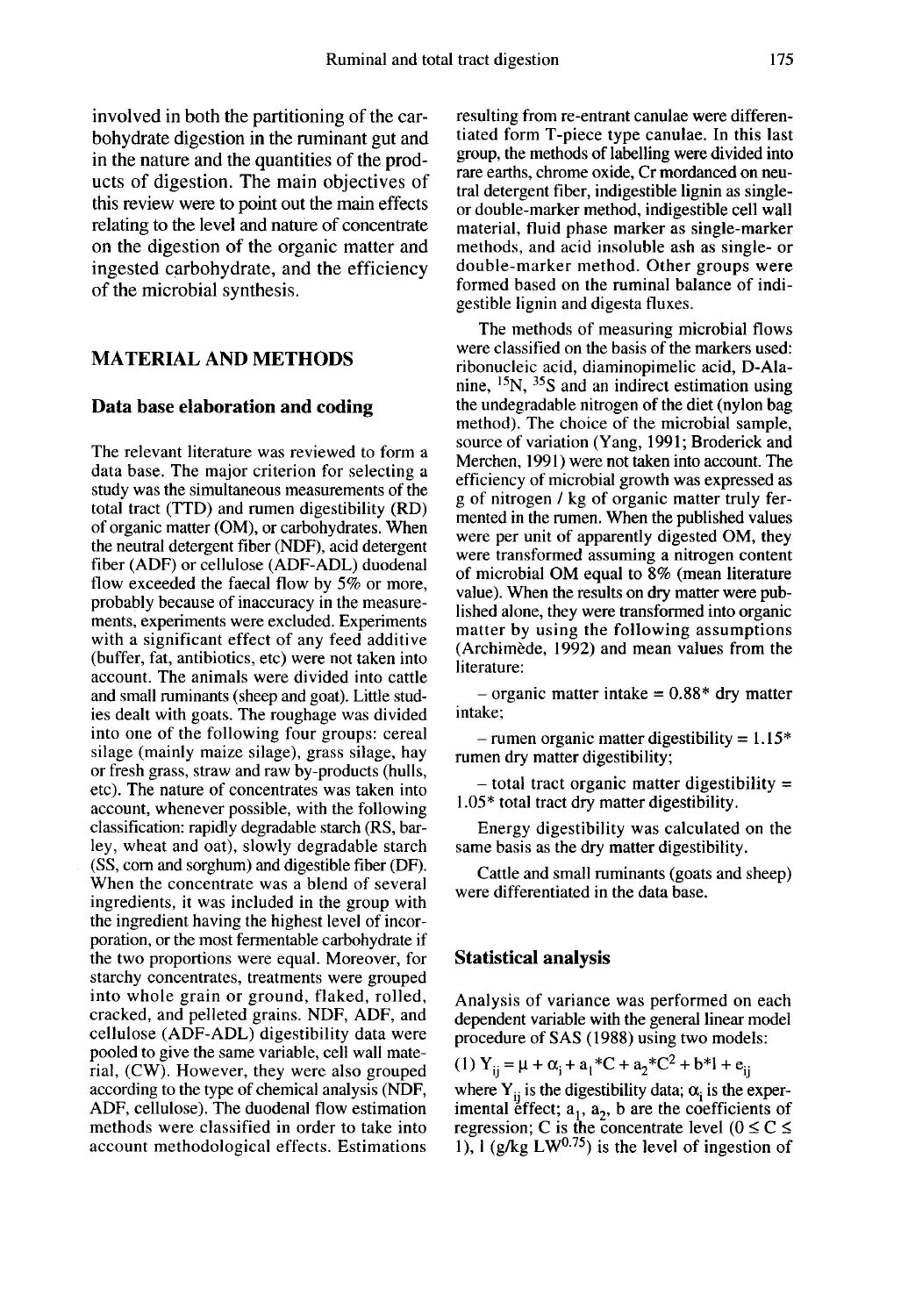involved in both the partitioning of the carbohydrate digestion in the ruminant gut and in the nature and the quantities of the products of digestion. The main objectives of this review were to point out the main effects relating to the level and nature of concentrate on the digestion of the organic matter and ingested carbohydrate, and the efficiency of the microbial synthesis.

## MATERIAL AND METHODS

### Data base elaboration and coding

The relevant literature was reviewed to form a data base. The major criterion for selecting a study was the simultaneous measurements of the total tract (TTD) and rumen digestibility (RD) of organic matter (OM), or carbohydrates. When the neutral detergent fiber (NDF), acid detergent fiber (ADF) or cellulose (ADF-ADL) duodenal flow exceeded the faecal flow by 5% or more, probably because of inaccuracy in the measurements, experiments were excluded. Experiments with a significant effect of any feed additive (buffer, fat, antibiotics, etc) were not taken into account. The animals were divided into cattle and small ruminants (sheep and goat). Little studies dealt with goats. The roughage was divided into one of the following four groups: cereal silage (mainly maize silage), grass silage, hay or fresh grass, straw and raw by-products (hulls, etc). The nature of concentrates was taken into account, whenever possible, with the following classification: rapidly degradable starch (RS, barley, wheat and oat), slowly degradable starch (SS, corn and sorghum) and digestible fiber (DF). When the concentrate was a blend of several ingredients, it was included in the group with the ingredient having the highest level of incorporation, or the most fermentable carbohydrate if the two proportions were equal. Moreover, for starchy concentrates, treatments were grouped into whole grain or ground, flaked, rolled, cracked, and pelleted grains. NDF, ADF, and cellulose (ADF-ADL) digestibility data were pooled to give the same variable, cell wall material, (CW). However, they were also grouped according to the type of chemical analysis (NDF, ADF, cellulose). The duodenal flow estimation methods were classified in order to take into account methodological effects. Estimations resulting from re-entrant canulae were differentiated form T-piece type canulae. In this last group, the methods of labelling were divided into rare earths, chrome oxide, Cr mordanced on neutral detergent fiber, indigestible lignin as single- or double-marker method, indigestible cell wall material, fluid phase marker as single-marker methods, and acid insoluble ash as single- or double-marker method. Other groups were formed based on the ruminal balance of indigestible lignin and digesta fluxes.

The methods of measuring microbial flows were classified on the basis of the markers used: ribonucleic acid, diaminopimelic acid, D-Alanine, $^{15}N$, $^{35}S$ and an indirect estimation using the undegradable nitrogen of the diet (nylon bag method). The choice of the microbial sample, source of variation (Yang, 1991; Broderick and Merchen, 1991) were not taken into account. The efficiency of microbial growth was expressed as g of nitrogen / kg of organic matter truly fermented in the rumen. When the published values were per unit of apparently digested OM, they were transformed assuming a nitrogen content of microbial OM equal to 8% (mean literature value). When the results on dry matter were published alone, they were transformed into organic matter by using the following assumptions (Archimède, 1992) and mean values from the literature:

– organic matter intake = 0.88* dry matter intake;

– rumen organic matter digestibility = 1.15* rumen dry matter digestibility;

– total tract organic matter digestibility = 1.05* total tract dry matter digestibility.

Energy digestibility was calculated on the same basis as the dry matter digestibility.

Cattle and small ruminants (goats and sheep) were differentiated in the data base.

### Statistical analysis

Analysis of variance was performed on each dependent variable with the general linear model procedure of SAS (1988) using two models:

(1) $Y_{ij} = \mu + \alpha_i + a_1{*}C + a_2{*}C^2 + b{*}I + e_{ij}$

where $Y_{ij}$ is the digestibility data; $\alpha_i$ is the experimental effect; $a_1$, $a_2$, b are the coefficients of regression; C is the concentrate level ($0 \leq C \leq 1$), I (g/kg $LW^{0.75}$) is the level of ingestion of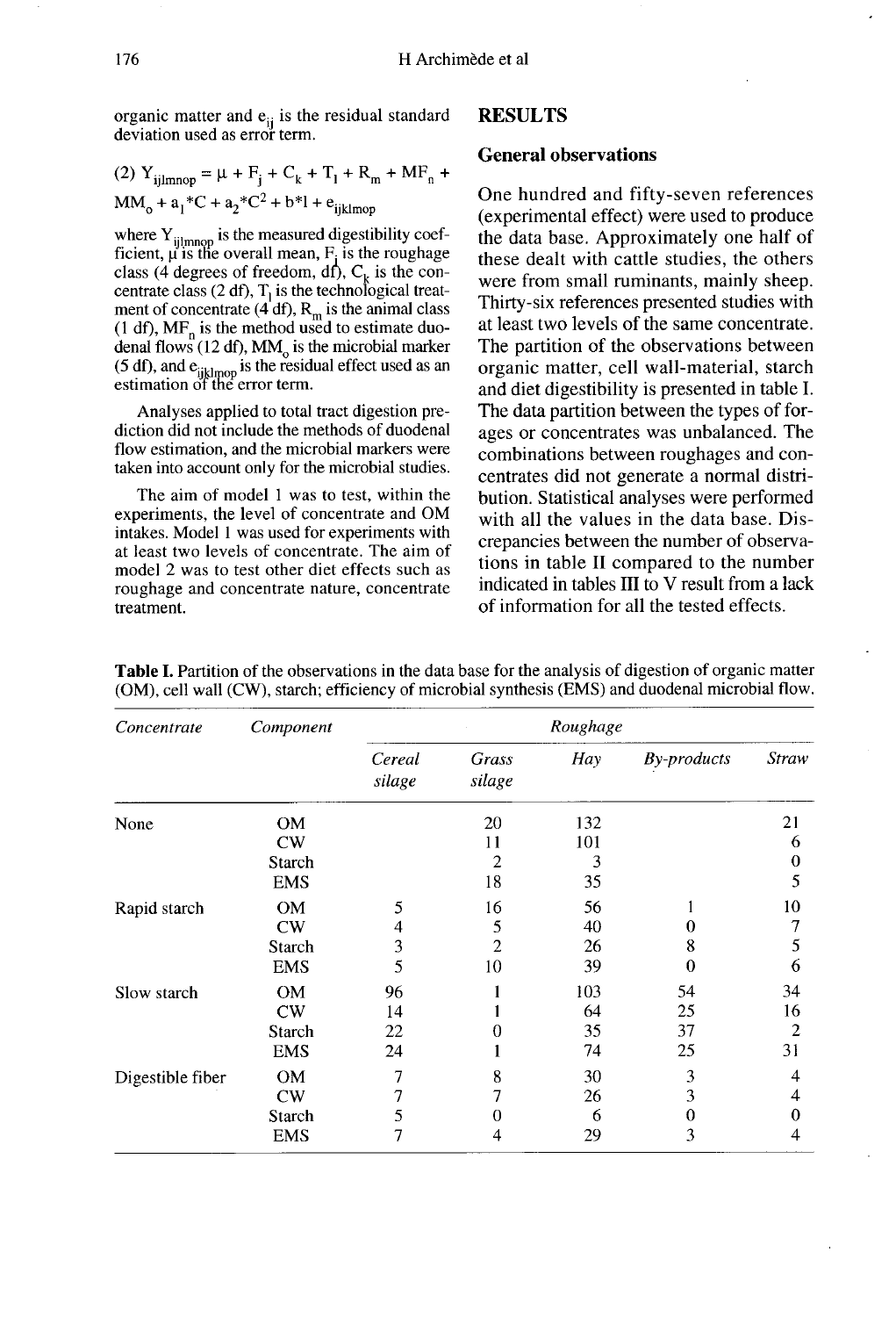organic matter and $e_{ij}$ is the residual standard deviation used as error term.

$$(2)\ Y_{ijlmnop} = \mu + F_j + C_k + T_l + R_m + MF_n + MM_o + a_1{*}C + a_2{*}C^2 + b{*}l + e_{ijklmop}$$

where $Y_{ijlmnop}$ is the measured digestibility coefficient, $\mu$ is the overall mean, $F_j$ is the roughage class (4 degrees of freedom, df), $C_k$ is the concentrate class (2 df), $T_l$ is the technological treatment of concentrate (4 df), $R_m$ is the animal class (1 df), $MF_n$ is the method used to estimate duodenal flows (12 df), $MM_o$ is the microbial marker (5 df), and $e_{ijklmop}$ is the residual effect used as an estimation of the error term.

Analyses applied to total tract digestion prediction did not include the methods of duodenal flow estimation, and the microbial markers were taken into account only for the microbial studies.

The aim of model 1 was to test, within the experiments, the level of concentrate and OM intakes. Model 1 was used for experiments with at least two levels of concentrate. The aim of model 2 was to test other diet effects such as roughage and concentrate nature, concentrate treatment.

# RESULTS

## General observations

One hundred and fifty-seven references (experimental effect) were used to produce the data base. Approximately one half of these dealt with cattle studies, the others were from small ruminants, mainly sheep. Thirty-six references presented studies with at least two levels of the same concentrate. The partition of the observations between organic matter, cell wall-material, starch and diet digestibility is presented in table I. The data partition between the types of forages or concentrates was unbalanced. The combinations between roughages and concentrates did not generate a normal distribution. Statistical analyses were performed with all the values in the data base. Discrepancies between the number of observations in table II compared to the number indicated in tables III to V result from a lack of information for all the tested effects.

**Table I.** Partition of the observations in the data base for the analysis of digestion of organic matter (OM), cell wall (CW), starch; efficiency of microbial synthesis (EMS) and duodenal microbial flow.

| *Concentrate* | *Component* | *Roughage* | | | | |
|---|---|---|---|---|---|---|
| | | *Cereal silage* | *Grass silage* | *Hay* | *By-products* | *Straw* |
| None | OM | | 20 | 132 | | 21 |
| | CW | | 11 | 101 | | 6 |
| | Starch | | 2 | 3 | | 0 |
| | EMS | | 18 | 35 | | 5 |
| Rapid starch | OM | 5 | 16 | 56 | 1 | 10 |
| | CW | 4 | 5 | 40 | 0 | 7 |
| | Starch | 3 | 2 | 26 | 8 | 5 |
| | EMS | 5 | 10 | 39 | 0 | 6 |
| Slow starch | OM | 96 | 1 | 103 | 54 | 34 |
| | CW | 14 | 1 | 64 | 25 | 16 |
| | Starch | 22 | 0 | 35 | 37 | 2 |
| | EMS | 24 | 1 | 74 | 25 | 31 |
| Digestible fiber | OM | 7 | 8 | 30 | 3 | 4 |
| | CW | 7 | 7 | 26 | 3 | 4 |
| | Starch | 5 | 0 | 6 | 0 | 0 |
| | EMS | 7 | 4 | 29 | 3 | 4 |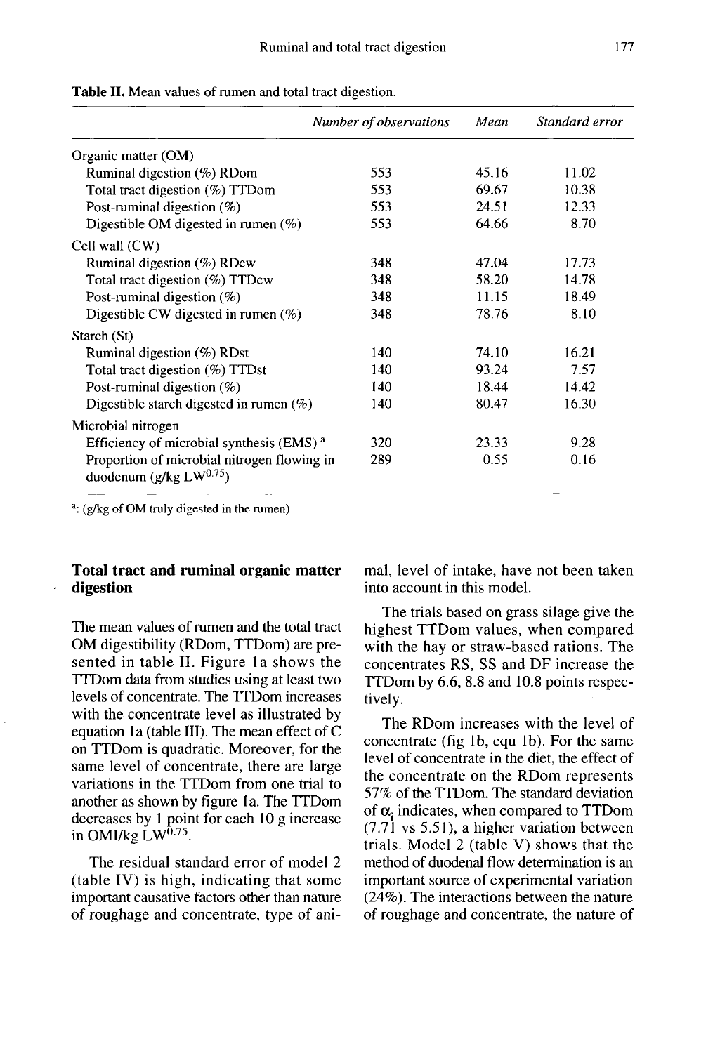**Table II.** Mean values of rumen and total tract digestion.

| | *Number of observations* | *Mean* | *Standard error* |
|---|---|---|---|
| Organic matter (OM) | | | |
| Ruminal digestion (%) RDom | 553 | 45.16 | 11.02 |
| Total tract digestion (%) TTDom | 553 | 69.67 | 10.38 |
| Post-ruminal digestion (%) | 553 | 24.51 | 12.33 |
| Digestible OM digested in rumen (%) | 553 | 64.66 | 8.70 |
| Cell wall (CW) | | | |
| Ruminal digestion (%) RDcw | 348 | 47.04 | 17.73 |
| Total tract digestion (%) TTDcw | 348 | 58.20 | 14.78 |
| Post-ruminal digestion (%) | 348 | 11.15 | 18.49 |
| Digestible CW digested in rumen (%) | 348 | 78.76 | 8.10 |
| Starch (St) | | | |
| Ruminal digestion (%) RDst | 140 | 74.10 | 16.21 |
| Total tract digestion (%) TTDst | 140 | 93.24 | 7.57 |
| Post-ruminal digestion (%) | 140 | 18.44 | 14.42 |
| Digestible starch digested in rumen (%) | 140 | 80.47 | 16.30 |
| Microbial nitrogen | | | |
| Efficiency of microbial synthesis (EMS) [a] | 320 | 23.33 | 9.28 |
| Proportion of microbial nitrogen flowing in duodenum (g/kg $LW^{0.75}$) | 289 | 0.55 | 0.16 |

[a]: (g/kg of OM truly digested in the rumen)

## Total tract and ruminal organic matter digestion

The mean values of rumen and the total tract OM digestibility (RDom, TTDom) are presented in table II. Figure 1a shows the TTDom data from studies using at least two levels of concentrate. The TTDom increases with the concentrate level as illustrated by equation 1a (table III). The mean effect of C on TTDom is quadratic. Moreover, for the same level of concentrate, there are large variations in the TTDom from one trial to another as shown by figure 1a. The TTDom decreases by 1 point for each 10 g increase in OMI/kg $LW^{0.75}$.

The residual standard error of model 2 (table IV) is high, indicating that some important causative factors other than nature of roughage and concentrate, type of animal, level of intake, have not been taken into account in this model.

The trials based on grass silage give the highest TTDom values, when compared with the hay or straw-based rations. The concentrates RS, SS and DF increase the TTDom by 6.6, 8.8 and 10.8 points respectively.

The RDom increases with the level of concentrate (fig 1b, equ 1b). For the same level of concentrate in the diet, the effect of the concentrate on the RDom represents 57% of the TTDom. The standard deviation of $\alpha_i$ indicates, when compared to TTDom (7.71 vs 5.51), a higher variation between trials. Model 2 (table V) shows that the method of duodenal flow determination is an important source of experimental variation (24%). The interactions between the nature of roughage and concentrate, the nature of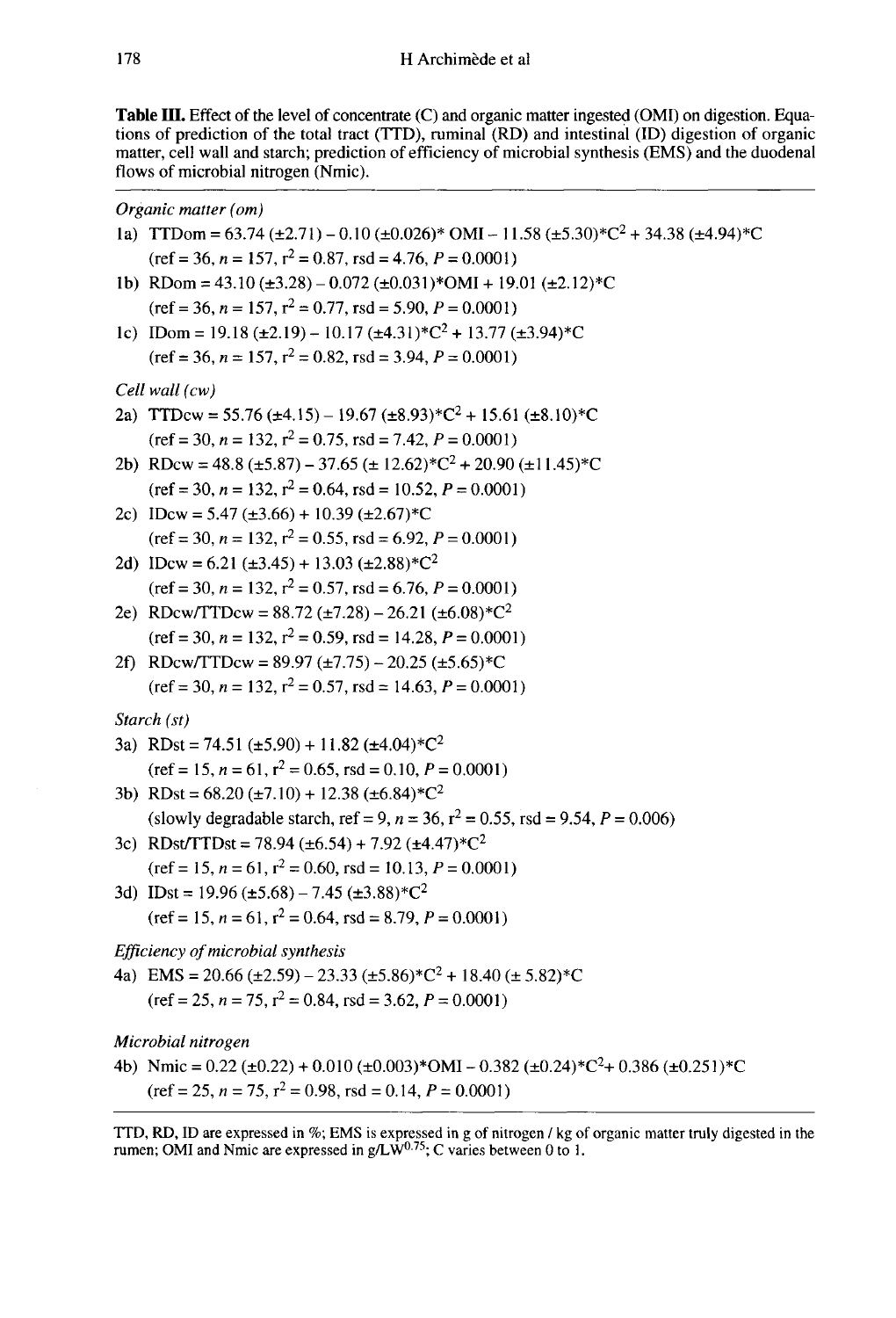**Table III.** Effect of the level of concentrate (C) and organic matter ingested (OMI) on digestion. Equations of prediction of the total tract (TTD), ruminal (RD) and intestinal (ID) digestion of organic matter, cell wall and starch; prediction of efficiency of microbial synthesis (EMS) and the duodenal flows of microbial nitrogen (Nmic).

*Organic matter (om)*

1a) $TTDom = 63.74 (\pm 2.71) - 0.10 (\pm 0.026) * OMI - 11.58 (\pm 5.30) * C^2 + 34.38 (\pm 4.94) * C$
(ref = 36, $n = 157$, $r^2 = 0.87$, rsd = 4.76, $P = 0.0001$)

1b) $RDom = 43.10 (\pm 3.28) - 0.072 (\pm 0.031) * OMI + 19.01 (\pm 2.12) * C$
(ref = 36, $n = 157$, $r^2 = 0.77$, rsd = 5.90, $P = 0.0001$)

1c) $IDom = 19.18 (\pm 2.19) - 10.17 (\pm 4.31) * C^2 + 13.77 (\pm 3.94) * C$
(ref = 36, $n = 157$, $r^2 = 0.82$, rsd = 3.94, $P = 0.0001$)

*Cell wall (cw)*

2a) $TTDcw = 55.76 (\pm 4.15) - 19.67 (\pm 8.93) * C^2 + 15.61 (\pm 8.10) * C$
(ref = 30, $n = 132$, $r^2 = 0.75$, rsd = 7.42, $P = 0.0001$)

2b) $RDcw = 48.8 (\pm 5.87) - 37.65 (\pm 12.62) * C^2 + 20.90 (\pm 11.45) * C$
(ref = 30, $n = 132$, $r^2 = 0.64$, rsd = 10.52, $P = 0.0001$)

2c) $IDcw = 5.47 (\pm 3.66) + 10.39 (\pm 2.67) * C$
(ref = 30, $n = 132$, $r^2 = 0.55$, rsd = 6.92, $P = 0.0001$)

2d) $IDcw = 6.21 (\pm 3.45) + 13.03 (\pm 2.88) * C^2$
(ref = 30, $n = 132$, $r^2 = 0.57$, rsd = 6.76, $P = 0.0001$)

2e) $RDcw/TTDcw = 88.72 (\pm 7.28) - 26.21 (\pm 6.08) * C^2$
(ref = 30, $n = 132$, $r^2 = 0.59$, rsd = 14.28, $P = 0.0001$)

2f) $RDcw/TTDcw = 89.97 (\pm 7.75) - 20.25 (\pm 5.65) * C$
(ref = 30, $n = 132$, $r^2 = 0.57$, rsd = 14.63, $P = 0.0001$)

*Starch (st)*

3a) $RDst = 74.51 (\pm 5.90) + 11.82 (\pm 4.04) * C^2$
(ref = 15, $n = 61$, $r^2 = 0.65$, rsd = 0.10, $P = 0.0001$)

3b) $RDst = 68.20 (\pm 7.10) + 12.38 (\pm 6.84) * C^2$
(slowly degradable starch, ref = 9, $n = 36$, $r^2 = 0.55$, rsd = 9.54, $P = 0.006$)

3c) $RDst/TTDst = 78.94 (\pm 6.54) + 7.92 (\pm 4.47) * C^2$
(ref = 15, $n = 61$, $r^2 = 0.60$, rsd = 10.13, $P = 0.0001$)

3d) $IDst = 19.96 (\pm 5.68) - 7.45 (\pm 3.88) * C^2$
(ref = 15, $n = 61$, $r^2 = 0.64$, rsd = 8.79, $P = 0.0001$)

*Efficiency of microbial synthesis*

4a) $EMS = 20.66 (\pm 2.59) - 23.33 (\pm 5.86) * C^2 + 18.40 (\pm 5.82) * C$
(ref = 25, $n = 75$, $r^2 = 0.84$, rsd = 3.62, $P = 0.0001$)

*Microbial nitrogen*

4b) $Nmic = 0.22 (\pm 0.22) + 0.010 (\pm 0.003) * OMI - 0.382 (\pm 0.24) * C^2 + 0.386 (\pm 0.251) * C$
(ref = 25, $n = 75$, $r^2 = 0.98$, rsd = 0.14, $P = 0.0001$)

TTD, RD, ID are expressed in %; EMS is expressed in g of nitrogen / kg of organic matter truly digested in the rumen; OMI and Nmic are expressed in $g/LW^{0.75}$; C varies between 0 to 1.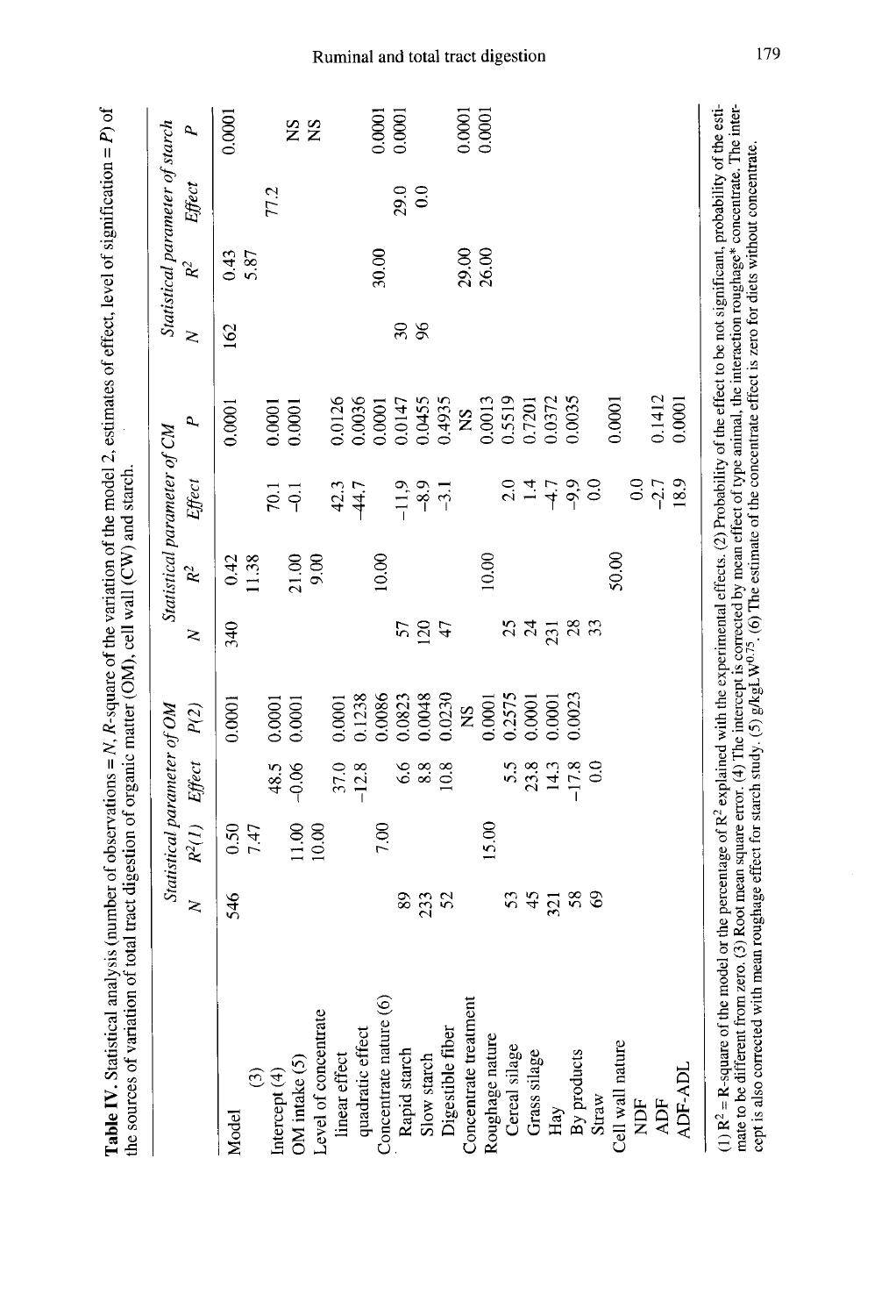**Table IV.** Statistical analysis (number of observations = N, R-square of the variation of the model 2, estimates of effect, level of signification = P) of the sources of variation of total tract digestion of organic matter (OM), cell wall (CW) and starch.

| | Statistical parameter of OM | | | | Statistical parameter of CM | | | | Statistical parameter of starch | | | |
|---|---|---|---|---|---|---|---|---|---|---|---|---|
| | N | $R^2$(1) | Effect | P(2) | N | $R^2$ | Effect | P | N | $R^2$ | Effect | P |
| Model | 546 | 0.50 | | 0.0001 | 340 | 0.42 | | 0.0001 | 162 | 0.43 | | 0.0001 |
| (3) | | 7.47 | | | | 11.38 | | | | 5.87 | | |
| Intercept (4) | | | 48.5 | 0.0001 | | | 70.1 | 0.0001 | | | 77.2 | |
| OM intake (5) | | 11.00 | -0.06 | 0.0001 | | 21.00 | -0.1 | 0.0001 | | | | NS |
| Level of concentrate | | 10.00 | | | | 9.00 | | | | | | NS |
| linear effect | | | 37.0 | 0.0001 | | | 42.3 | 0.0126 | | | | |
| quadratic effect | | | -12.8 | 0.1238 | | | -44.7 | 0.0036 | | | | |
| Concentrate nature (6) | | 7.00 | | 0.0086 | | 10.00 | | 0.0001 | | 30.00 | | 0.0001 |
| Rapid starch | 89 | | 6.6 | 0.0823 | 57 | | -11.9 | 0.0147 | 30 | | 29.0 | 0.0001 |
| Slow starch | 233 | | 8.8 | 0.0048 | 120 | | -8.9 | 0.0455 | 96 | | 0.0 | |
| Digestible fiber | 52 | | 10.8 | 0.0230 | 47 | | -3.1 | 0.4935 | | | | |
| Concentrate treatment | | | | NS | | | | NS | | 29.00 | | 0.0001 |
| Roughage nature | | 15.00 | | 0.0001 | | 10.00 | | 0.0013 | | 26.00 | | 0.0001 |
| Cereal silage | 53 | | 5.5 | 0.2575 | 25 | | 2.0 | 0.5519 | | | | |
| Grass silage | 45 | | 23.8 | 0.0001 | 24 | | 1.4 | 0.7201 | | | | |
| Hay | 321 | | 14.3 | 0.0001 | 231 | | -4.7 | 0.0372 | | | | |
| By products | 58 | | -17.8 | 0.0023 | 28 | | -9.9 | 0.0035 | | | | |
| Straw | 69 | | 0.0 | | 33 | | 0.0 | | | | | |
| Cell wall nature | | | | | | 50.00 | | 0.0001 | | | | |
| NDF | | | | | | | 0.0 | | | | | |
| ADF | | | | | | | -2.7 | 0.1412 | | | | |
| ADF-ADL | | | | | | | 18.9 | 0.0001 | | | | |

(1) $R^2$ = R-square of the model or the percentage of $R^2$ explained with the experimental effects. (2) Probability of the effect to be not significant, probability of the estimate to be different from zero. (3) Root mean square error. (4) The intercept is corrected by mean effect of type animal, the interaction roughage* concentrate. The intercept is also corrected with mean roughage effect for starch study. (5) g/kgLW$^{0.75}$. (6) The estimate of the concentrate effect is zero for diets without concentrate.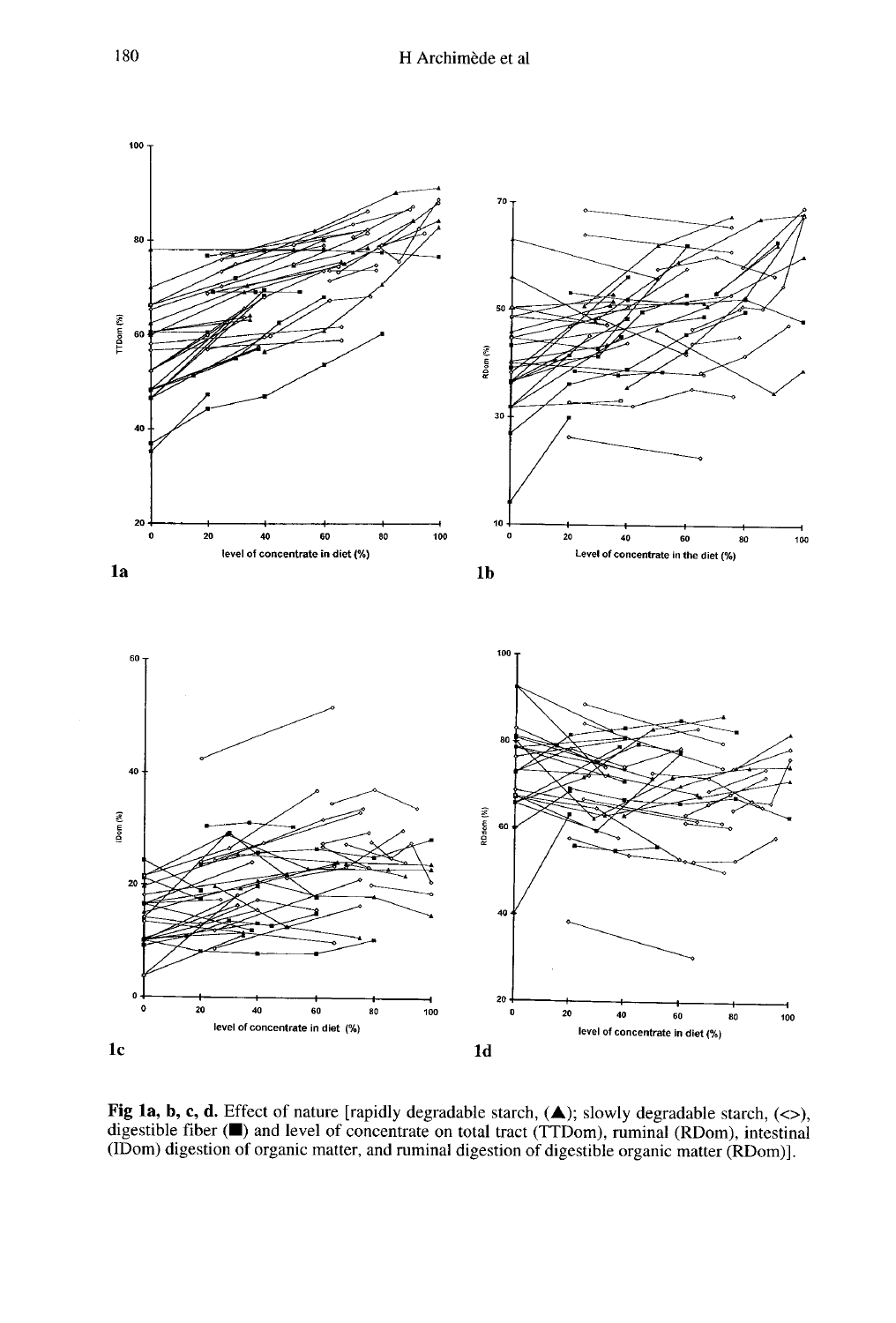**Fig 1a, b, c, d.** Effect of nature [rapidly degradable starch, (▲); slowly degradable starch, (<>), digestible fiber (■) and level of concentrate on total tract (TTDom), ruminal (RDom), intestinal (IDom) digestion of organic matter, and ruminal digestion of digestible organic matter (RDom)].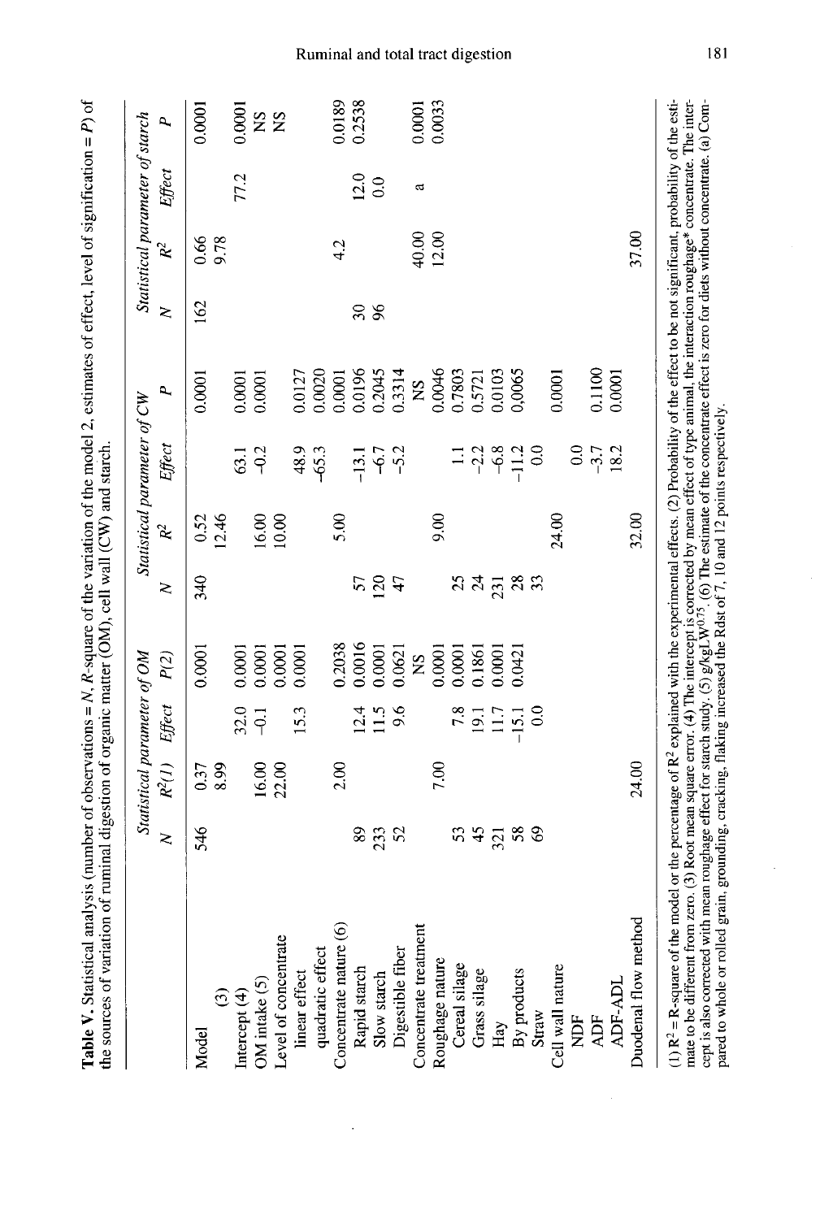**Table V.** Statistical analysis (number of observations = $N$, $R$-square of the variation of the model 2, estimates of effect, level of signification = $P$) of the sources of variation of ruminal digestion of organic matter (OM), cell wall (CW) and starch.

| | Statistical parameter of OM | | | | Statistical parameter of CW | | | | Statistical parameter of starch | | | |
|---|---|---|---|---|---|---|---|---|---|---|---|---|
| | $N$ | $R^2$(1) | Effect | $P$(2) | $N$ | $R^2$ | Effect | $P$ | $N$ | $R^2$ | Effect | $P$ |
| Model | 546 | 0.37 | | 0.0001 | 340 | 0.52 | | 0.0001 | 162 | 0.66 | | 0.0001 |
| (3) | | 8.99 | | | | 12.46 | | | | 9.78 | | |
| Intercept (4) | | | 32.0 | 0.0001 | | | 63.1 | 0.0001 | | | 77.2 | 0.0001 |
| OM intake (5) | | 16.00 | –0.1 | 0.0001 | | 16.00 | –0.2 | 0.0001 | | | | NS |
| Level of concentrate | | 22.00 | | 0.0001 | | 10.00 | | 0.0001 | | | | NS |
| linear effect | | | 15.3 | 0.0001 | | | 48.9 | 0.0127 | | | | |
| quadratic effect | | | | | | | –65.3 | 0.0020 | | | | |
| Concentrate nature (6) | | 2.00 | | 0.2038 | | 5.00 | | 0.0001 | | 4.2 | | 0.0189 |
| Rapid starch | 89 | | 12.4 | 0.0016 | 57 | | –13.1 | 0.0196 | 30 | | 12.0 | 0.2538 |
| Slow starch | 233 | | 11.5 | 0.0001 | 120 | | –6.7 | 0.2045 | 96 | | 0.0 | |
| Digestible fiber | 52 | | 9.6 | 0.0621 | 47 | | –5.2 | 0.3314 | | | | |
| Concentrate treatment | | | | NS | | | | NS | | 40.00 | a | 0.0001 |
| Roughage nature | | 7.00 | | 0.0001 | | 9.00 | | 0.0046 | | 12.00 | | 0.0033 |
| Cereal silage | 53 | | 7.8 | 0.0001 | 25 | | 1.1 | 0.7803 | | | | |
| Grass silage | 45 | | 19.1 | 0.1861 | 24 | | –2.2 | 0.5721 | | | | |
| Hay | 321 | | 11.7 | 0.0001 | 231 | | –6.8 | 0.0103 | | | | |
| By products | 58 | | –15.1 | 0.0421 | 28 | | –11.2 | 0,0065 | | | | |
| Straw | 69 | | 0.0 | | 33 | | 0.0 | | | | | |
| Cell wall nature | | | | | | 24.00 | | 0.0001 | | | | |
| NDF | | | | | | | 0.0 | | | | | |
| ADF | | | | | | | –3.7 | 0.1100 | | | | |
| ADF-ADL | | | | | | | 18.2 | 0.0001 | | | | |
| Duodenal flow method | | 24.00 | | | | 32.00 | | | | 37.00 | | |

(1) $R^2$ = R-square of the model or the percentage of $R^2$ explained with the experimental effects. (2) Probability of the effect to be not significant, probability of the estimate to be different from zero. (3) Root mean square error. (4) The intercept is corrected by mean effect of type animal, the interaction roughage* concentrate. The intercept is also corrected with mean roughage effect for starch study. (5) g/kgLW$^{0.75}$. (6) The estimate of the concentrate effect is zero for diets without concentrate. (a) Compared to whole or rolled grain, grounding, cracking, flaking increased the Rdst of 7, 10 and 12 points respectively.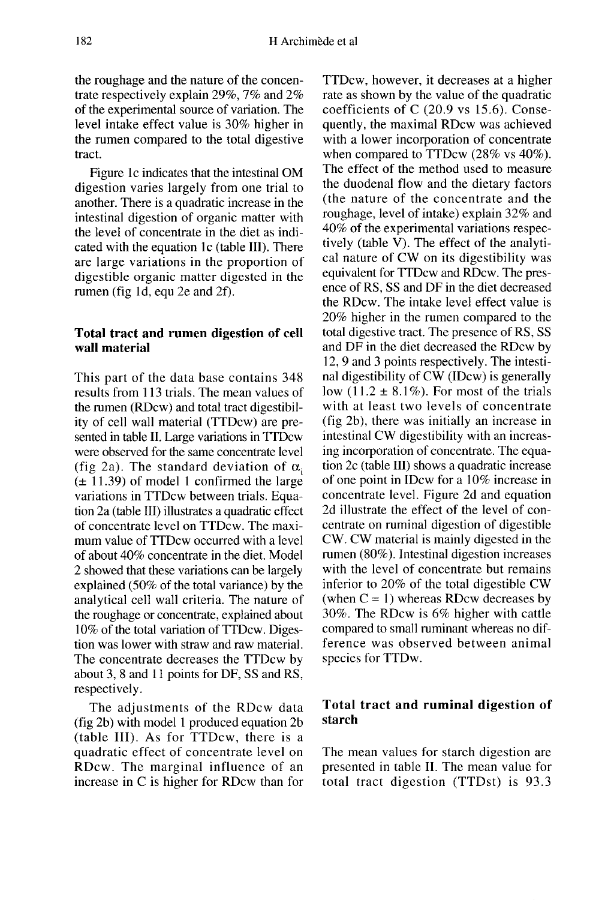the roughage and the nature of the concentrate respectively explain 29%, 7% and 2% of the experimental source of variation. The level intake effect value is 30% higher in the rumen compared to the total digestive tract.

Figure 1c indicates that the intestinal OM digestion varies largely from one trial to another. There is a quadratic increase in the intestinal digestion of organic matter with the level of concentrate in the diet as indicated with the equation 1c (table III). There are large variations in the proportion of digestible organic matter digested in the rumen (fig 1d, equ 2e and 2f).

### Total tract and rumen digestion of cell wall material

This part of the data base contains 348 results from 113 trials. The mean values of the rumen (RDcw) and total tract digestibility of cell wall material (TTDcw) are presented in table II. Large variations in TTDcw were observed for the same concentrate level (fig 2a). The standard deviation of $\alpha_i$ ($\pm$ 11.39) of model 1 confirmed the large variations in TTDcw between trials. Equation 2a (table III) illustrates a quadratic effect of concentrate level on TTDcw. The maximum value of TTDcw occurred with a level of about 40% concentrate in the diet. Model 2 showed that these variations can be largely explained (50% of the total variance) by the analytical cell wall criteria. The nature of the roughage or concentrate, explained about 10% of the total variation of TTDcw. Digestion was lower with straw and raw material. The concentrate decreases the TTDcw by about 3, 8 and 11 points for DF, SS and RS, respectively.

The adjustments of the RDcw data (fig 2b) with model 1 produced equation 2b (table III). As for TTDcw, there is a quadratic effect of concentrate level on RDcw. The marginal influence of an increase in C is higher for RDcw than for TTDcw, however, it decreases at a higher rate as shown by the value of the quadratic coefficients of C (20.9 vs 15.6). Consequently, the maximal RDcw was achieved with a lower incorporation of concentrate when compared to TTDcw (28% vs 40%). The effect of the method used to measure the duodenal flow and the dietary factors (the nature of the concentrate and the roughage, level of intake) explain 32% and 40% of the experimental variations respectively (table V). The effect of the analytical nature of CW on its digestibility was equivalent for TTDcw and RDcw. The presence of RS, SS and DF in the diet decreased the RDcw. The intake level effect value is 20% higher in the rumen compared to the total digestive tract. The presence of RS, SS and DF in the diet decreased the RDcw by 12, 9 and 3 points respectively. The intestinal digestibility of CW (IDcw) is generally low (11.2 $\pm$ 8.1%). For most of the trials with at least two levels of concentrate (fig 2b), there was initially an increase in intestinal CW digestibility with an increasing incorporation of concentrate. The equation 2c (table III) shows a quadratic increase of one point in IDcw for a 10% increase in concentrate level. Figure 2d and equation 2d illustrate the effect of the level of concentrate on ruminal digestion of digestible CW. CW material is mainly digested in the rumen (80%). Intestinal digestion increases with the level of concentrate but remains inferior to 20% of the total digestible CW (when $C = 1$) whereas RDcw decreases by 30%. The RDcw is 6% higher with cattle compared to small ruminant whereas no difference was observed between animal species for TTDw.

### Total tract and ruminal digestion of starch

The mean values for starch digestion are presented in table II. The mean value for total tract digestion (TTDst) is 93.3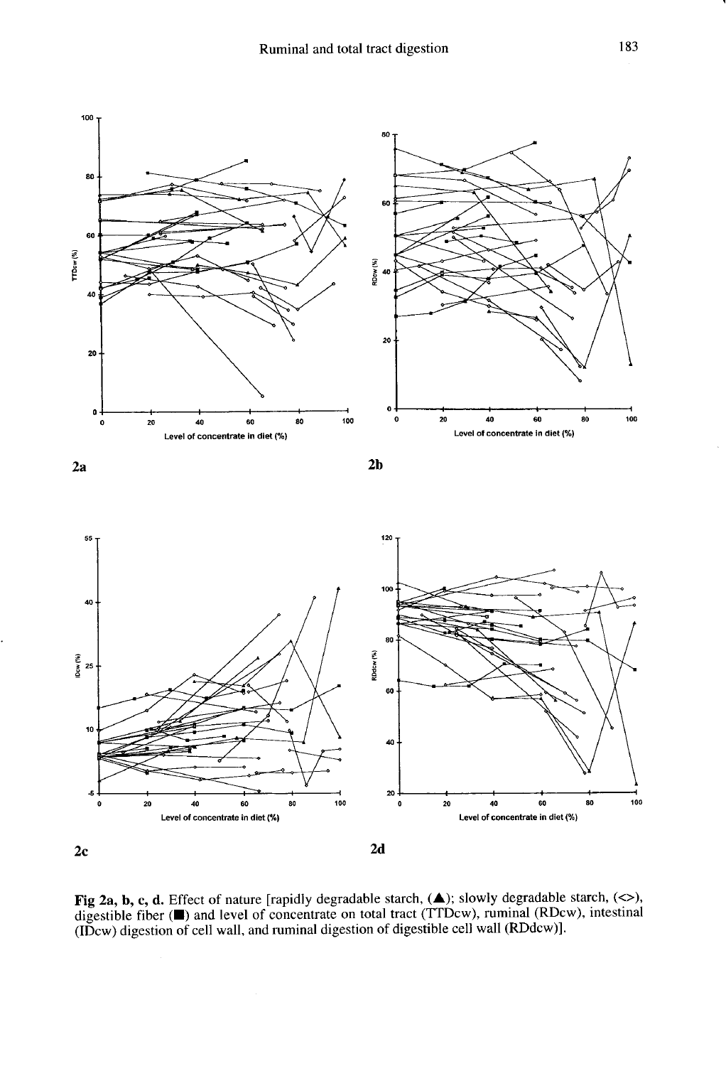**Fig 2a, b, c, d.** Effect of nature [rapidly degradable starch, (▲); slowly degradable starch, (<>), digestible fiber (■) and level of concentrate on total tract (TTDcw), ruminal (RDcw), intestinal (IDcw) digestion of cell wall, and ruminal digestion of digestible cell wall (RDdcw)].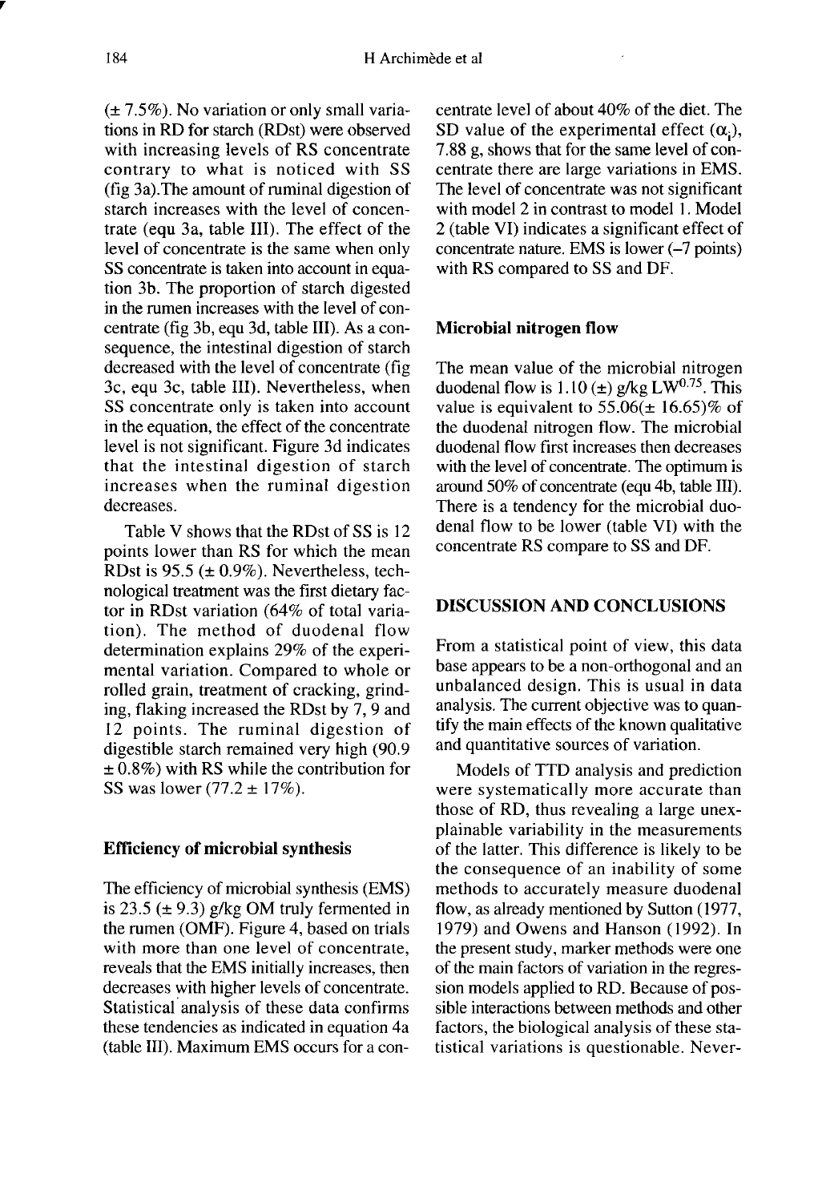(± 7.5%). No variation or only small variations in RD for starch (RDst) were observed with increasing levels of RS concentrate contrary to what is noticed with SS (fig 3a). The amount of ruminal digestion of starch increases with the level of concentrate (equ 3a, table III). The effect of the level of concentrate is the same when only SS concentrate is taken into account in equation 3b. The proportion of starch digested in the rumen increases with the level of concentrate (fig 3b, equ 3d, table III). As a consequence, the intestinal digestion of starch decreased with the level of concentrate (fig 3c, equ 3c, table III). Nevertheless, when SS concentrate only is taken into account in the equation, the effect of the concentrate level is not significant. Figure 3d indicates that the intestinal digestion of starch increases when the ruminal digestion decreases.

Table V shows that the RDst of SS is 12 points lower than RS for which the mean RDst is 95.5 (± 0.9%). Nevertheless, technological treatment was the first dietary factor in RDst variation (64% of total variation). The method of duodenal flow determination explains 29% of the experimental variation. Compared to whole or rolled grain, treatment of cracking, grinding, flaking increased the RDst by 7, 9 and 12 points. The ruminal digestion of digestible starch remained very high (90.9 ± 0.8%) with RS while the contribution for SS was lower (77.2 ± 17%).

### Efficiency of microbial synthesis

The efficiency of microbial synthesis (EMS) is 23.5 (± 9.3) g/kg OM truly fermented in the rumen (OMF). Figure 4, based on trials with more than one level of concentrate, reveals that the EMS initially increases, then decreases with higher levels of concentrate. Statistical analysis of these data confirms these tendencies as indicated in equation 4a (table III). Maximum EMS occurs for a concentrate level of about 40% of the diet. The SD value of the experimental effect ($\alpha_i$), 7.88 g, shows that for the same level of concentrate there are large variations in EMS. The level of concentrate was not significant with model 2 in contrast to model 1. Model 2 (table VI) indicates a significant effect of concentrate nature. EMS is lower (–7 points) with RS compared to SS and DF.

### Microbial nitrogen flow

The mean value of the microbial nitrogen duodenal flow is 1.10 (±) g/kg $LW^{0.75}$. This value is equivalent to 55.06(± 16.65)% of the duodenal nitrogen flow. The microbial duodenal flow first increases then decreases with the level of concentrate. The optimum is around 50% of concentrate (equ 4b, table III). There is a tendency for the microbial duodenal flow to be lower (table VI) with the concentrate RS compare to SS and DF.

## DISCUSSION AND CONCLUSIONS

From a statistical point of view, this data base appears to be a non-orthogonal and an unbalanced design. This is usual in data analysis. The current objective was to quantify the main effects of the known qualitative and quantitative sources of variation.

Models of TTD analysis and prediction were systematically more accurate than those of RD, thus revealing a large unexplainable variability in the measurements of the latter. This difference is likely to be the consequence of an inability of some methods to accurately measure duodenal flow, as already mentioned by Sutton (1977, 1979) and Owens and Hanson (1992). In the present study, marker methods were one of the main factors of variation in the regression models applied to RD. Because of possible interactions between methods and other factors, the biological analysis of these statistical variations is questionable. Never-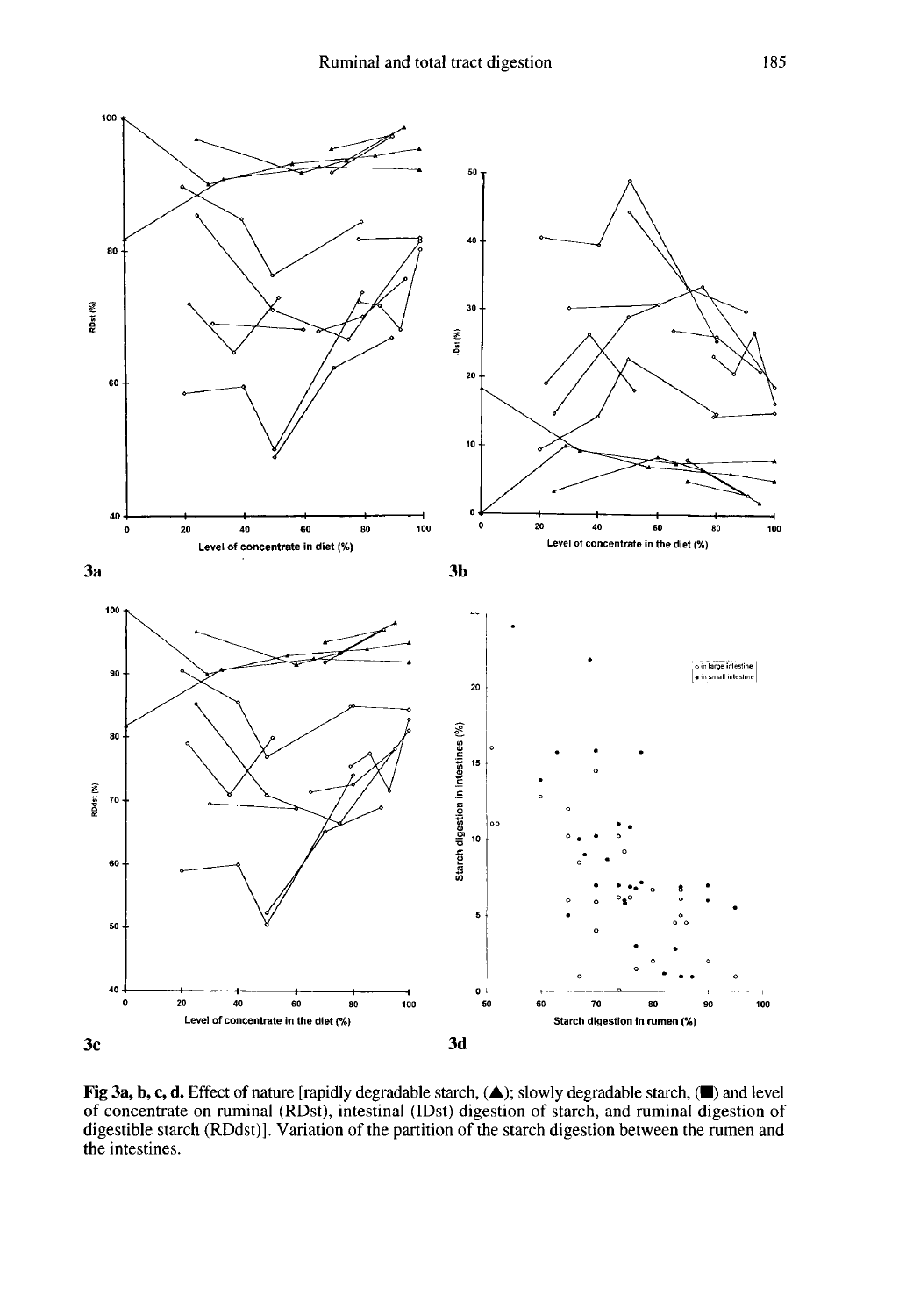**Fig 3a, b, c, d.** Effect of nature [rapidly degradable starch, (▲); slowly degradable starch, (■) and level of concentrate on ruminal (RDst), intestinal (IDst) digestion of starch, and ruminal digestion of digestible starch (RDdst)]. Variation of the partition of the starch digestion between the rumen and the intestines.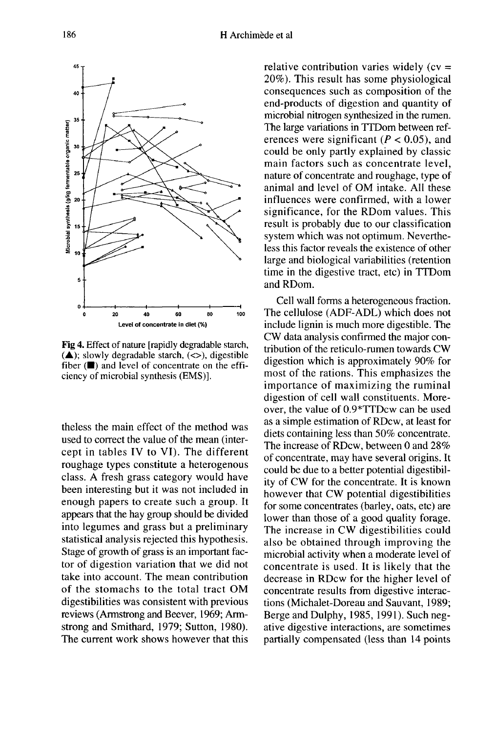Fig 4. Effect of nature [rapidly degradable starch, (▲); slowly degradable starch, (<>), digestible fiber (■) and level of concentrate on the efficiency of microbial synthesis (EMS)].

theless the main effect of the method was used to correct the value of the mean (intercept in tables IV to VI). The different roughage types constitute a heterogenous class. A fresh grass category would have been interesting but it was not included in enough papers to create such a group. It appears that the hay group should be divided into legumes and grass but a preliminary statistical analysis rejected this hypothesis. Stage of growth of grass is an important factor of digestion variation that we did not take into account. The mean contribution of the stomachs to the total tract OM digestibilities was consistent with previous reviews (Armstrong and Beever, 1969; Armstrong and Smithard, 1979; Sutton, 1980). The current work shows however that this relative contribution varies widely (cv = 20%). This result has some physiological consequences such as composition of the end-products of digestion and quantity of microbial nitrogen synthesized in the rumen. The large variations in TTDom between references were significant ($P < 0.05$), and could be only partly explained by classic main factors such as concentrate level, nature of concentrate and roughage, type of animal and level of OM intake. All these influences were confirmed, with a lower significance, for the RDom values. This result is probably due to our classification system which was not optimum. Nevertheless this factor reveals the existence of other large and biological variabilities (retention time in the digestive tract, etc) in TTDom and RDom.

Cell wall forms a heterogeneous fraction. The cellulose (ADF-ADL) which does not include lignin is much more digestible. The CW data analysis confirmed the major contribution of the reticulo-rumen towards CW digestion which is approximately 90% for most of the rations. This emphasizes the importance of maximizing the ruminal digestion of cell wall constituents. Moreover, the value of 0.9*TTDcw can be used as a simple estimation of RDcw, at least for diets containing less than 50% concentrate. The increase of RDcw, between 0 and 28% of concentrate, may have several origins. It could be due to a better potential digestibility of CW for the concentrate. It is known however that CW potential digestibilities for some concentrates (barley, oats, etc) are lower than those of a good quality forage. The increase in CW digestibilities could also be obtained through improving the microbial activity when a moderate level of concentrate is used. It is likely that the decrease in RDcw for the higher level of concentrate results from digestive interactions (Michalet-Doreau and Sauvant, 1989; Berge and Dulphy, 1985, 1991). Such negative digestive interactions, are sometimes partially compensated (less than 14 points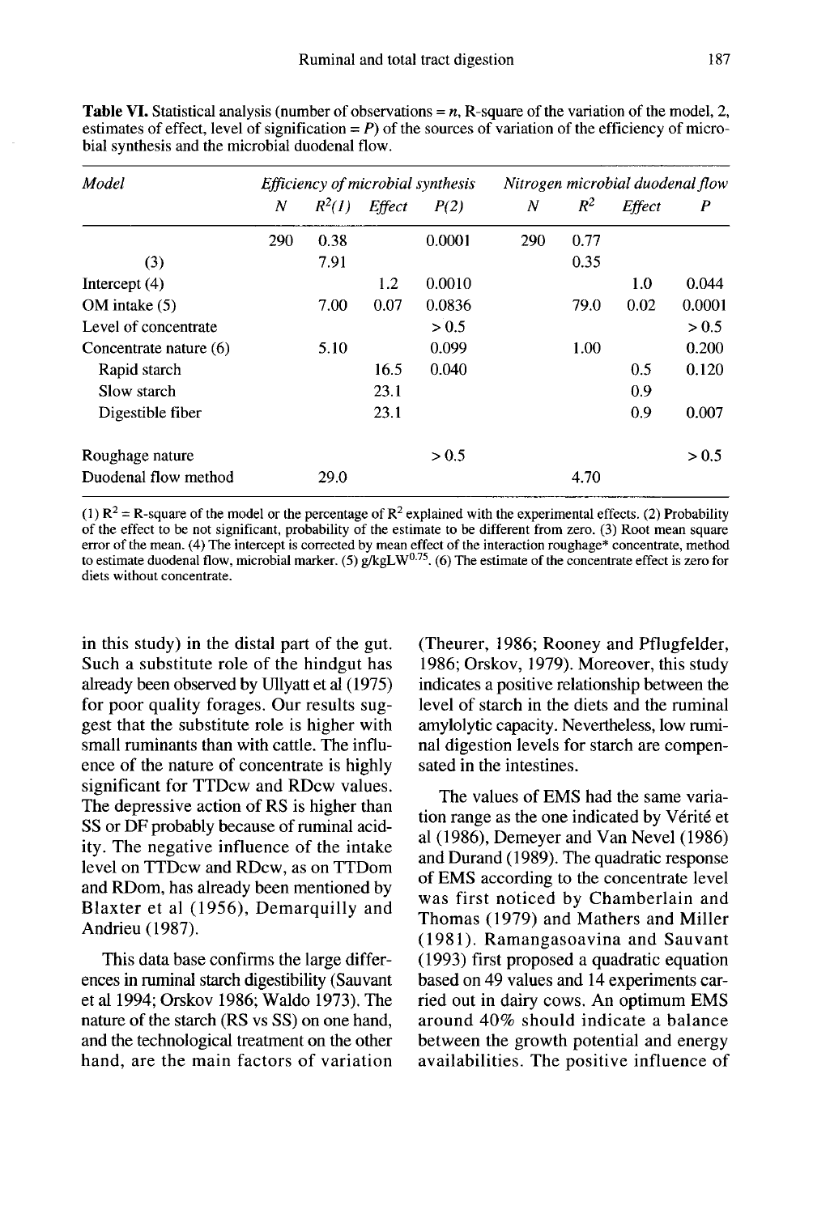**Table VI.** Statistical analysis (number of observations = *n*, R-square of the variation of the model, 2, estimates of effect, level of signification = *P*) of the sources of variation of the efficiency of microbial synthesis and the microbial duodenal flow.

| *Model* | *Efficiency of microbial synthesis* | | | | *Nitrogen microbial duodenal flow* | | | |
|---|---|---|---|---|---|---|---|---|
| | *N* | *$R^2$(1)* | *Effect* | *P(2)* | *N* | *$R^2$* | *Effect* | *P* |
| | 290 | 0.38 | | 0.0001 | 290 | 0.77 | | |
| (3) | | 7.91 | | | | 0.35 | | |
| Intercept (4) | | | 1.2 | 0.0010 | | | 1.0 | 0.044 |
| OM intake (5) | | 7.00 | 0.07 | 0.0836 | | 79.0 | 0.02 | 0.0001 |
| Level of concentrate | | | | > 0.5 | | | | > 0.5 |
| Concentrate nature (6) | | 5.10 | | 0.099 | | 1.00 | | 0.200 |
| Rapid starch | | | 16.5 | 0.040 | | | 0.5 | 0.120 |
| Slow starch | | | 23.1 | | | | 0.9 | |
| Digestible fiber | | | 23.1 | | | | 0.9 | 0.007 |
| Roughage nature | | | | > 0.5 | | | | > 0.5 |
| Duodenal flow method | | 29.0 | | | | 4.70 | | |

(1) $R^2$ = R-square of the model or the percentage of $R^2$ explained with the experimental effects. (2) Probability of the effect to be not significant, probability of the estimate to be different from zero. (3) Root mean square error of the mean. (4) The intercept is corrected by mean effect of the interaction roughage* concentrate, method to estimate duodenal flow, microbial marker. (5) g/kgLW$^{0.75}$. (6) The estimate of the concentrate effect is zero for diets without concentrate.

in this study) in the distal part of the gut. Such a substitute role of the hindgut has already been observed by Ullyatt et al (1975) for poor quality forages. Our results suggest that the substitute role is higher with small ruminants than with cattle. The influence of the nature of concentrate is highly significant for TTDcw and RDcw values. The depressive action of RS is higher than SS or DF probably because of ruminal acidity. The negative influence of the intake level on TTDcw and RDcw, as on TTDom and RDom, has already been mentioned by Blaxter et al (1956), Demarquilly and Andrieu (1987).

This data base confirms the large differences in ruminal starch digestibility (Sauvant et al 1994; Orskov 1986; Waldo 1973). The nature of the starch (RS vs SS) on one hand, and the technological treatment on the other hand, are the main factors of variation (Theurer, 1986; Rooney and Pflugfelder, 1986; Orskov, 1979). Moreover, this study indicates a positive relationship between the level of starch in the diets and the ruminal amylolytic capacity. Nevertheless, low ruminal digestion levels for starch are compensated in the intestines.

The values of EMS had the same variation range as the one indicated by Vérité et al (1986), Demeyer and Van Nevel (1986) and Durand (1989). The quadratic response of EMS according to the concentrate level was first noticed by Chamberlain and Thomas (1979) and Mathers and Miller (1981). Ramangasoavina and Sauvant (1993) first proposed a quadratic equation based on 49 values and 14 experiments carried out in dairy cows. An optimum EMS around 40% should indicate a balance between the growth potential and energy availabilities. The positive influence of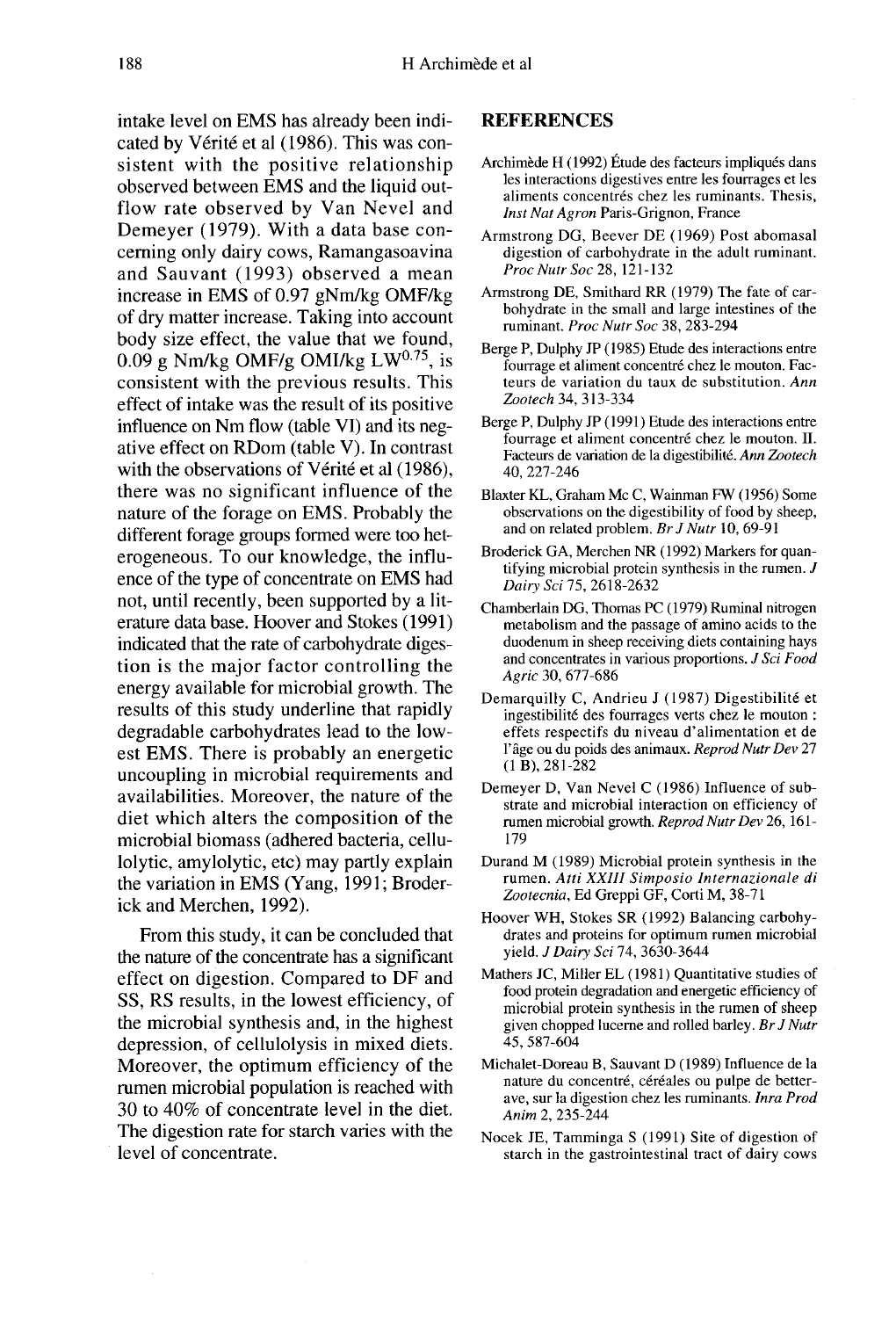intake level on EMS has already been indicated by Vérité et al (1986). This was consistent with the positive relationship observed between EMS and the liquid outflow rate observed by Van Nevel and Demeyer (1979). With a data base concerning only dairy cows, Ramangasoavina and Sauvant (1993) observed a mean increase in EMS of 0.97 gNm/kg OMF/kg of dry matter increase. Taking into account body size effect, the value that we found, 0.09 g Nm/kg OMF/g OMI/kg $LW^{0.75}$, is consistent with the previous results. This effect of intake was the result of its positive influence on Nm flow (table VI) and its negative effect on RDom (table V). In contrast with the observations of Vérité et al (1986), there was no significant influence of the nature of the forage on EMS. Probably the different forage groups formed were too heterogeneous. To our knowledge, the influence of the type of concentrate on EMS had not, until recently, been supported by a literature data base. Hoover and Stokes (1991) indicated that the rate of carbohydrate digestion is the major factor controlling the energy available for microbial growth. The results of this study underline that rapidly degradable carbohydrates lead to the lowest EMS. There is probably an energetic uncoupling in microbial requirements and availabilities. Moreover, the nature of the diet which alters the composition of the microbial biomass (adhered bacteria, cellulolytic, amylolytic, etc) may partly explain the variation in EMS (Yang, 1991; Broderick and Merchen, 1992).

From this study, it can be concluded that the nature of the concentrate has a significant effect on digestion. Compared to DF and SS, RS results, in the lowest efficiency, of the microbial synthesis and, in the highest depression, of cellulolysis in mixed diets. Moreover, the optimum efficiency of the rumen microbial population is reached with 30 to 40% of concentrate level in the diet. The digestion rate for starch varies with the level of concentrate.

## REFERENCES

Archimède H (1992) Étude des facteurs impliqués dans les interactions digestives entre les fourrages et les aliments concentrés chez les ruminants. Thesis, *Inst Nat Agron* Paris-Grignon, France

Armstrong DG, Beever DE (1969) Post abomasal digestion of carbohydrate in the adult ruminant. *Proc Nutr Soc* 28, 121-132

Armstrong DE, Smithard RR (1979) The fate of carbohydrate in the small and large intestines of the ruminant. *Proc Nutr Soc* 38, 283-294

Berge P, Dulphy JP (1985) Etude des interactions entre fourrage et aliment concentré chez le mouton. Facteurs de variation du taux de substitution. *Ann Zootech* 34, 313-334

Berge P, Dulphy JP (1991) Etude des interactions entre fourrage et aliment concentré chez le mouton. II. Facteurs de variation de la digestibilité. *Ann Zootech* 40, 227-246

Blaxter KL, Graham Mc C, Wainman FW (1956) Some observations on the digestibility of food by sheep, and on related problem. *Br J Nutr* 10, 69-91

Broderick GA, Merchen NR (1992) Markers for quantifying microbial protein synthesis in the rumen. *J Dairy Sci* 75, 2618-2632

Chamberlain DG, Thomas PC (1979) Ruminal nitrogen metabolism and the passage of amino acids to the duodenum in sheep receiving diets containing hays and concentrates in various proportions. *J Sci Food Agric* 30, 677-686

Demarquilly C, Andrieu J (1987) Digestibilité et ingestibilité des fourrages verts chez le mouton : effets respectifs du niveau d'alimentation et de l'âge ou du poids des animaux. *Reprod Nutr Dev* 27 (1 B), 281-282

Demeyer D, Van Nevel C (1986) Influence of substrate and microbial interaction on efficiency of rumen microbial growth. *Reprod Nutr Dev* 26, 161-179

Durand M (1989) Microbial protein synthesis in the rumen. *Atti XXIII Simposio Internazionale di Zootecnia*, Ed Greppi GF, Corti M, 38-71

Hoover WH, Stokes SR (1992) Balancing carbohydrates and proteins for optimum rumen microbial yield. *J Dairy Sci* 74, 3630-3644

Mathers JC, Miller EL (1981) Quantitative studies of food protein degradation and energetic efficiency of microbial protein synthesis in the rumen of sheep given chopped lucerne and rolled barley. *Br J Nutr* 45, 587-604

Michalet-Doreau B, Sauvant D (1989) Influence de la nature du concentré, céréales ou pulpe de betterave, sur la digestion chez les ruminants. *Inra Prod Anim* 2, 235-244

Nocek JE, Tamminga S (1991) Site of digestion of starch in the gastrointestinal tract of dairy cows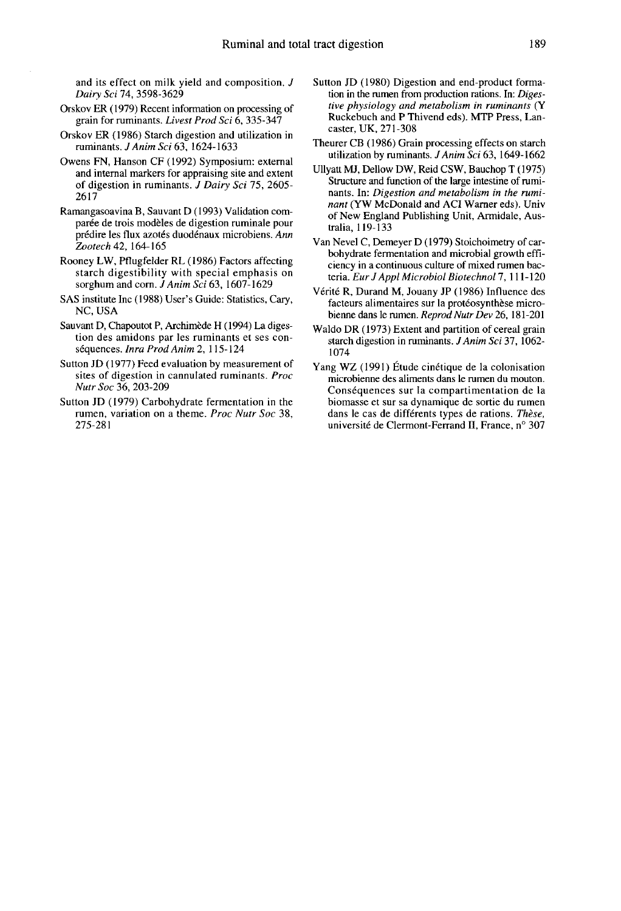and its effect on milk yield and composition. *J Dairy Sci* 74, 3598-3629

Orskov ER (1979) Recent information on processing of grain for ruminants. *Livest Prod Sci* 6, 335-347

Orskov ER (1986) Starch digestion and utilization in ruminants. *J Anim Sci* 63, 1624-1633

Owens FN, Hanson CF (1992) Symposium: external and internal markers for appraising site and extent of digestion in ruminants. *J Dairy Sci* 75, 2605-2617

Ramangasoavina B, Sauvant D (1993) Validation comparée de trois modèles de digestion ruminale pour prédire les flux azotés duodénaux microbiens. *Ann Zootech* 42, 164-165

Rooney LW, Pflugfelder RL (1986) Factors affecting starch digestibility with special emphasis on sorghum and corn. *J Anim Sci* 63, 1607-1629

SAS institute Inc (1988) User's Guide: Statistics, Cary, NC, USA

Sauvant D, Chapoutot P, Archimède H (1994) La digestion des amidons par les ruminants et ses conséquences. *Inra Prod Anim* 2, 115-124

Sutton JD (1977) Feed evaluation by measurement of sites of digestion in cannulated ruminants. *Proc Nutr Soc* 36, 203-209

Sutton JD (1979) Carbohydrate fermentation in the rumen, variation on a theme. *Proc Nutr Soc* 38, 275-281

Sutton JD (1980) Digestion and end-product formation in the rumen from production rations. In: *Digestive physiology and metabolism in ruminants* (Y Ruckebuch and P Thivend eds). MTP Press, Lancaster, UK, 271-308

Theurer CB (1986) Grain processing effects on starch utilization by ruminants. *J Anim Sci* 63, 1649-1662

Ullyatt MJ, Dellow DW, Reid CSW, Bauchop T (1975) Structure and function of the large intestine of ruminants. In: *Digestion and metabolism in the ruminant* (YW McDonald and ACI Warner eds). Univ of New England Publishing Unit, Armidale, Australia, 119-133

Van Nevel C, Demeyer D (1979) Stoichoimetry of carbohydrate fermentation and microbial growth efficiency in a continuous culture of mixed rumen bacteria. *Eur J Appl Microbiol Biotechnol* 7, 111-120

Vérité R, Durand M, Jouany JP (1986) Influence des facteurs alimentaires sur la protéosynthèse microbienne dans le rumen. *Reprod Nutr Dev* 26, 181-201

Waldo DR (1973) Extent and partition of cereal grain starch digestion in ruminants. *J Anim Sci* 37, 1062-1074

Yang WZ (1991) Étude cinétique de la colonisation microbienne des aliments dans le rumen du mouton. Conséquences sur la compartimentation de la biomasse et sur sa dynamique de sortie du rumen dans le cas de différents types de rations. *Thèse*, université de Clermont-Ferrand II, France, n° 307